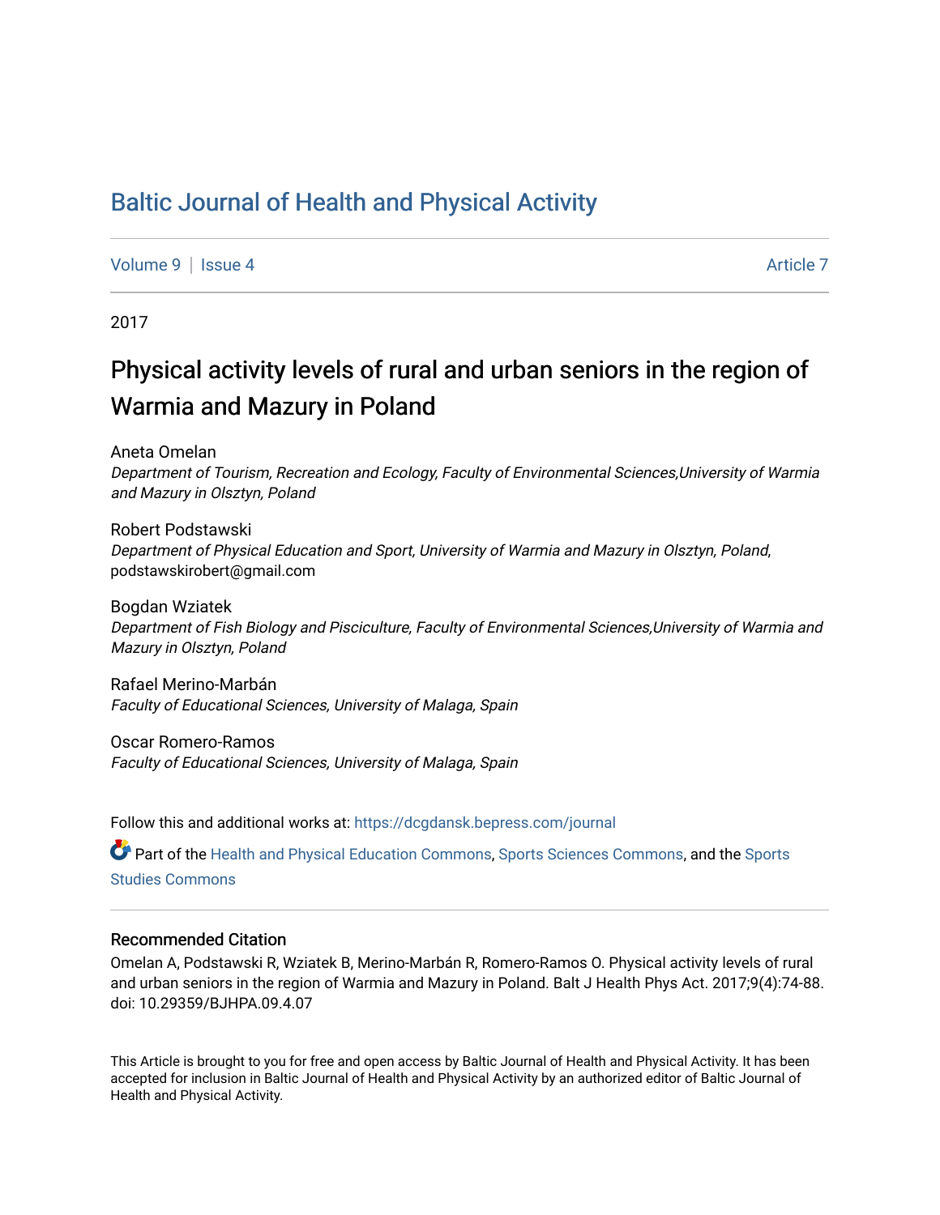# Baltic Journal of Health and Physical Activity

Volume 9 | Issue 4 Article 7

2017

## Physical activity levels of rural and urban seniors in the region of Warmia and Mazury in Poland

Aneta Omelan
*Department of Tourism, Recreation and Ecology, Faculty of Environmental Sciences,University of Warmia and Mazury in Olsztyn, Poland*

Robert Podstawski
*Department of Physical Education and Sport, University of Warmia and Mazury in Olsztyn, Poland*, podstawskirobert@gmail.com

Bogdan Wziatek
*Department of Fish Biology and Pisciculture, Faculty of Environmental Sciences,University of Warmia and Mazury in Olsztyn, Poland*

Rafael Merino-Marbán
*Faculty of Educational Sciences, University of Malaga, Spain*

Oscar Romero-Ramos
*Faculty of Educational Sciences, University of Malaga, Spain*

Follow this and additional works at: https://dcgdansk.bepress.com/journal

Part of the Health and Physical Education Commons, Sports Sciences Commons, and the Sports Studies Commons

### Recommended Citation

Omelan A, Podstawski R, Wziatek B, Merino-Marbán R, Romero-Ramos O. Physical activity levels of rural and urban seniors in the region of Warmia and Mazury in Poland. Balt J Health Phys Act. 2017;9(4):74-88. doi: 10.29359/BJHPA.09.4.07

This Article is brought to you for free and open access by Baltic Journal of Health and Physical Activity. It has been accepted for inclusion in Baltic Journal of Health and Physical Activity by an authorized editor of Baltic Journal of Health and Physical Activity.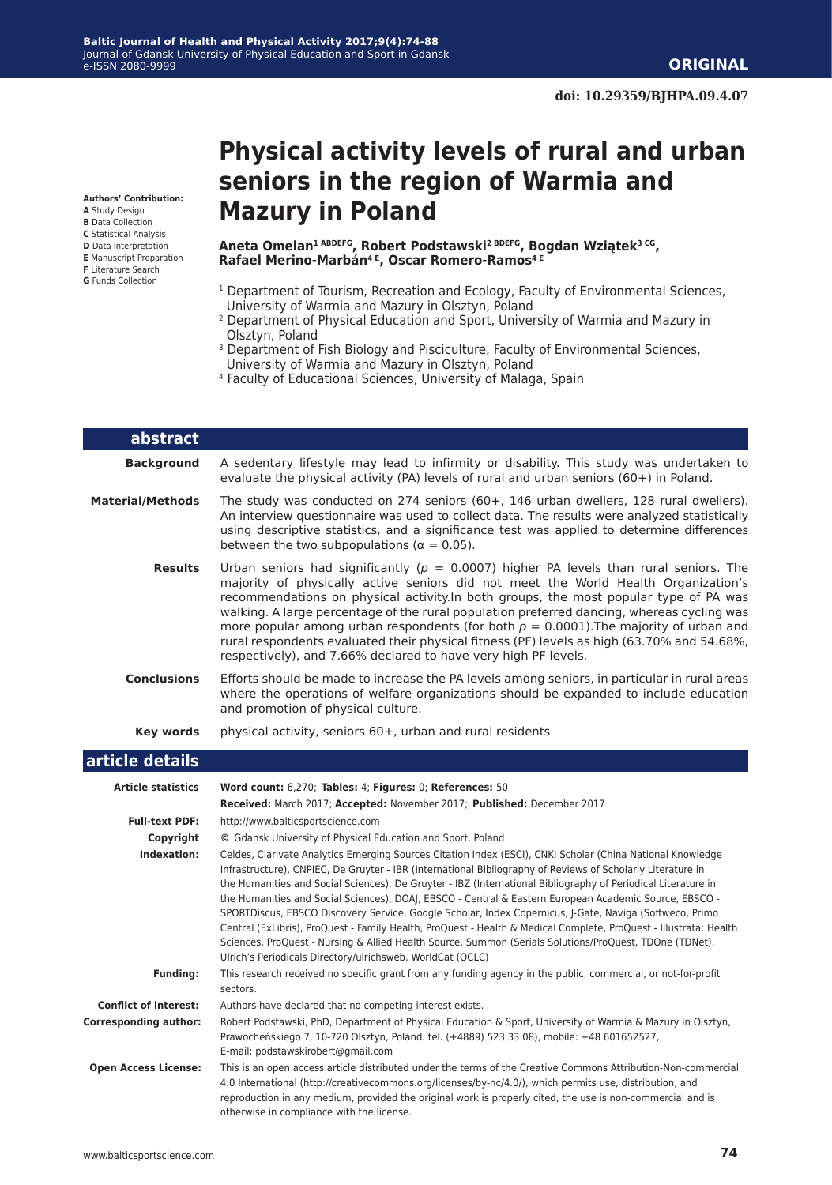**Authors' Contribution:**
**A** Study Design
**B** Data Collection
**C** Statistical Analysis
**D** Data Interpretation
**E** Manuscript Preparation
**F** Literature Search
**G** Funds Collection

**ORIGINAL**

**doi: 10.29359/BJHPA.09.4.07**

# Physical activity levels of rural and urban seniors in the region of Warmia and Mazury in Poland

**Aneta Omelan[1 ABDEFG], Robert Podstawski[2 BDEFG], Bogdan Wziątek[3 CG], Rafael Merino-Marbán[4 E], Oscar Romero-Ramos[4 E]**

[1] Department of Tourism, Recreation and Ecology, Faculty of Environmental Sciences, University of Warmia and Mazury in Olsztyn, Poland
[2] Department of Physical Education and Sport, University of Warmia and Mazury in Olsztyn, Poland
[3] Department of Fish Biology and Pisciculture, Faculty of Environmental Sciences, University of Warmia and Mazury in Olsztyn, Poland
[4] Faculty of Educational Sciences, University of Malaga, Spain

## abstract

**Background** A sedentary lifestyle may lead to infirmity or disability. This study was undertaken to evaluate the physical activity (PA) levels of rural and urban seniors (60+) in Poland.

**Material/Methods** The study was conducted on 274 seniors (60+, 146 urban dwellers, 128 rural dwellers). An interview questionnaire was used to collect data. The results were analyzed statistically using descriptive statistics, and a significance test was applied to determine differences between the two subpopulations ($\alpha = 0.05$).

**Results** Urban seniors had significantly ($p = 0.0007$) higher PA levels than rural seniors. The majority of physically active seniors did not meet the World Health Organization's recommendations on physical activity.In both groups, the most popular type of PA was walking. A large percentage of the rural population preferred dancing, whereas cycling was more popular among urban respondents (for both $p = 0.0001$).The majority of urban and rural respondents evaluated their physical fitness (PF) levels as high (63.70% and 54.68%, respectively), and 7.66% declared to have very high PF levels.

**Conclusions** Efforts should be made to increase the PA levels among seniors, in particular in rural areas where the operations of welfare organizations should be expanded to include education and promotion of physical culture.

**Key words** physical activity, seniors 60+, urban and rural residents

## article details

**Article statistics** **Word count:** 6,270; **Tables:** 4; **Figures:** 0; **References:** 50
**Received:** March 2017; **Accepted:** November 2017; **Published:** December 2017

**Full-text PDF:** http://www.balticsportscience.com

**Copyright** © Gdansk University of Physical Education and Sport, Poland

**Indexation:** Celdes, Clarivate Analytics Emerging Sources Citation Index (ESCI), CNKI Scholar (China National Knowledge Infrastructure), CNPIEC, De Gruyter - IBR (International Bibliography of Reviews of Scholarly Literature in the Humanities and Social Sciences), De Gruyter - IBZ (International Bibliography of Periodical Literature in the Humanities and Social Sciences), DOAJ, EBSCO - Central & Eastern European Academic Source, EBSCO - SPORTDiscus, EBSCO Discovery Service, Google Scholar, Index Copernicus, J-Gate, Naviga (Softweco, Primo Central (ExLibris), ProQuest - Family Health, ProQuest - Health & Medical Complete, ProQuest - Illustrata: Health Sciences, ProQuest - Nursing & Allied Health Source, Summon (Serials Solutions/ProQuest, TDOne (TDNet), Ulrich's Periodicals Directory/ulrichsweb, WorldCat (OCLC)

**Funding:** This research received no specific grant from any funding agency in the public, commercial, or not-for-profit sectors.

**Conflict of interest:** Authors have declared that no competing interest exists.

**Corresponding author:** Robert Podstawski, PhD, Department of Physical Education & Sport, University of Warmia & Mazury in Olsztyn, Prawocheńskiego 7, 10-720 Olsztyn, Poland. tel. (+4889) 523 33 08), mobile: +48 601652527, E-mail: podstawskirobert@gmail.com

**Open Access License:** This is an open access article distributed under the terms of the Creative Commons Attribution-Non-commercial 4.0 International (http://creativecommons.org/licenses/by-nc/4.0/), which permits use, distribution, and reproduction in any medium, provided the original work is properly cited, the use is non-commercial and is otherwise in compliance with the license.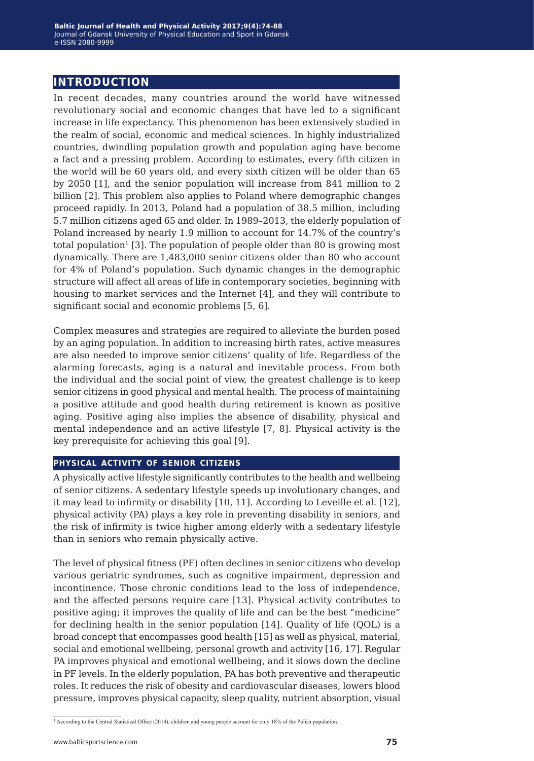## INTRODUCTION

In recent decades, many countries around the world have witnessed revolutionary social and economic changes that have led to a significant increase in life expectancy. This phenomenon has been extensively studied in the realm of social, economic and medical sciences. In highly industrialized countries, dwindling population growth and population aging have become a fact and a pressing problem. According to estimates, every fifth citizen in the world will be 60 years old, and every sixth citizen will be older than 65 by 2050 [1], and the senior population will increase from 841 million to 2 billion [2]. This problem also applies to Poland where demographic changes proceed rapidly. In 2013, Poland had a population of 38.5 million, including 5.7 million citizens aged 65 and older. In 1989–2013, the elderly population of Poland increased by nearly 1.9 million to account for 14.7% of the country's total population[1] [3]. The population of people older than 80 is growing most dynamically. There are 1,483,000 senior citizens older than 80 who account for 4% of Poland's population. Such dynamic changes in the demographic structure will affect all areas of life in contemporary societies, beginning with housing to market services and the Internet [4], and they will contribute to significant social and economic problems [5, 6].

Complex measures and strategies are required to alleviate the burden posed by an aging population. In addition to increasing birth rates, active measures are also needed to improve senior citizens' quality of life. Regardless of the alarming forecasts, aging is a natural and inevitable process. From both the individual and the social point of view, the greatest challenge is to keep senior citizens in good physical and mental health. The process of maintaining a positive attitude and good health during retirement is known as positive aging. Positive aging also implies the absence of disability, physical and mental independence and an active lifestyle [7, 8]. Physical activity is the key prerequisite for achieving this goal [9].

### PHYSICAL ACTIVITY OF SENIOR CITIZENS

A physically active lifestyle significantly contributes to the health and wellbeing of senior citizens. A sedentary lifestyle speeds up involutionary changes, and it may lead to infirmity or disability [10, 11]. According to Leveille et al. [12], physical activity (PA) plays a key role in preventing disability in seniors, and the risk of infirmity is twice higher among elderly with a sedentary lifestyle than in seniors who remain physically active.

The level of physical fitness (PF) often declines in senior citizens who develop various geriatric syndromes, such as cognitive impairment, depression and incontinence. Those chronic conditions lead to the loss of independence, and the affected persons require care [13]. Physical activity contributes to positive aging; it improves the quality of life and can be the best "medicine" for declining health in the senior population [14]. Quality of life (QOL) is a broad concept that encompasses good health [15] as well as physical, material, social and emotional wellbeing, personal growth and activity [16, 17]. Regular PA improves physical and emotional wellbeing, and it slows down the decline in PF levels. In the elderly population, PA has both preventive and therapeutic roles. It reduces the risk of obesity and cardiovascular diseases, lowers blood pressure, improves physical capacity, sleep quality, nutrient absorption, visual

[1] According to the Central Statistical Office (2014), children and young people account for only 18% of the Polish population.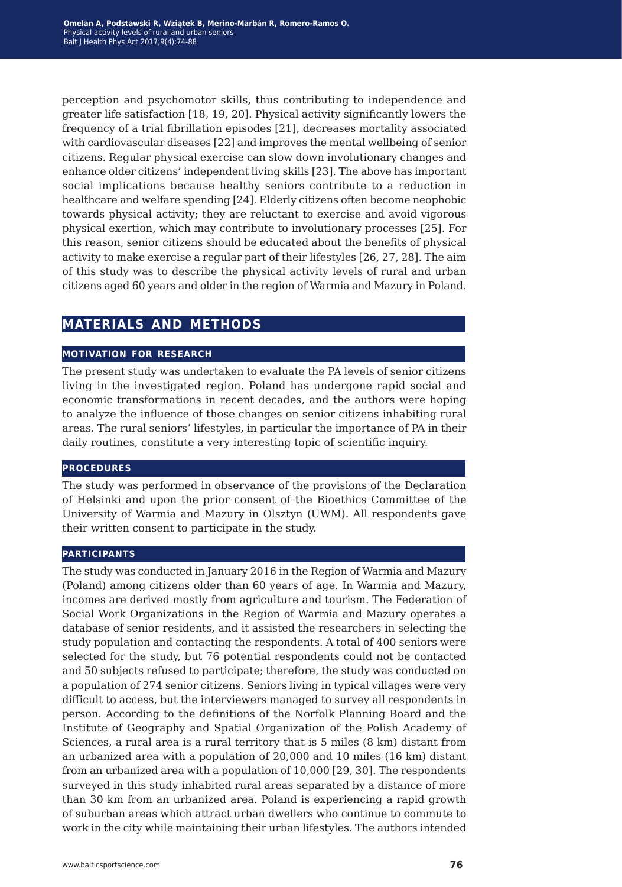perception and psychomotor skills, thus contributing to independence and greater life satisfaction [18, 19, 20]. Physical activity significantly lowers the frequency of a trial fibrillation episodes [21], decreases mortality associated with cardiovascular diseases [22] and improves the mental wellbeing of senior citizens. Regular physical exercise can slow down involutionary changes and enhance older citizens' independent living skills [23]. The above has important social implications because healthy seniors contribute to a reduction in healthcare and welfare spending [24]. Elderly citizens often become neophobic towards physical activity; they are reluctant to exercise and avoid vigorous physical exertion, which may contribute to involutionary processes [25]. For this reason, senior citizens should be educated about the benefits of physical activity to make exercise a regular part of their lifestyles [26, 27, 28]. The aim of this study was to describe the physical activity levels of rural and urban citizens aged 60 years and older in the region of Warmia and Mazury in Poland.

## MATERIALS AND METHODS

### MOTIVATION FOR RESEARCH

The present study was undertaken to evaluate the PA levels of senior citizens living in the investigated region. Poland has undergone rapid social and economic transformations in recent decades, and the authors were hoping to analyze the influence of those changes on senior citizens inhabiting rural areas. The rural seniors' lifestyles, in particular the importance of PA in their daily routines, constitute a very interesting topic of scientific inquiry.

### PROCEDURES

The study was performed in observance of the provisions of the Declaration of Helsinki and upon the prior consent of the Bioethics Committee of the University of Warmia and Mazury in Olsztyn (UWM). All respondents gave their written consent to participate in the study.

### PARTICIPANTS

The study was conducted in January 2016 in the Region of Warmia and Mazury (Poland) among citizens older than 60 years of age. In Warmia and Mazury, incomes are derived mostly from agriculture and tourism. The Federation of Social Work Organizations in the Region of Warmia and Mazury operates a database of senior residents, and it assisted the researchers in selecting the study population and contacting the respondents. A total of 400 seniors were selected for the study, but 76 potential respondents could not be contacted and 50 subjects refused to participate; therefore, the study was conducted on a population of 274 senior citizens. Seniors living in typical villages were very difficult to access, but the interviewers managed to survey all respondents in person. According to the definitions of the Norfolk Planning Board and the Institute of Geography and Spatial Organization of the Polish Academy of Sciences, a rural area is a rural territory that is 5 miles (8 km) distant from an urbanized area with a population of 20,000 and 10 miles (16 km) distant from an urbanized area with a population of 10,000 [29, 30]. The respondents surveyed in this study inhabited rural areas separated by a distance of more than 30 km from an urbanized area. Poland is experiencing a rapid growth of suburban areas which attract urban dwellers who continue to commute to work in the city while maintaining their urban lifestyles. The authors intended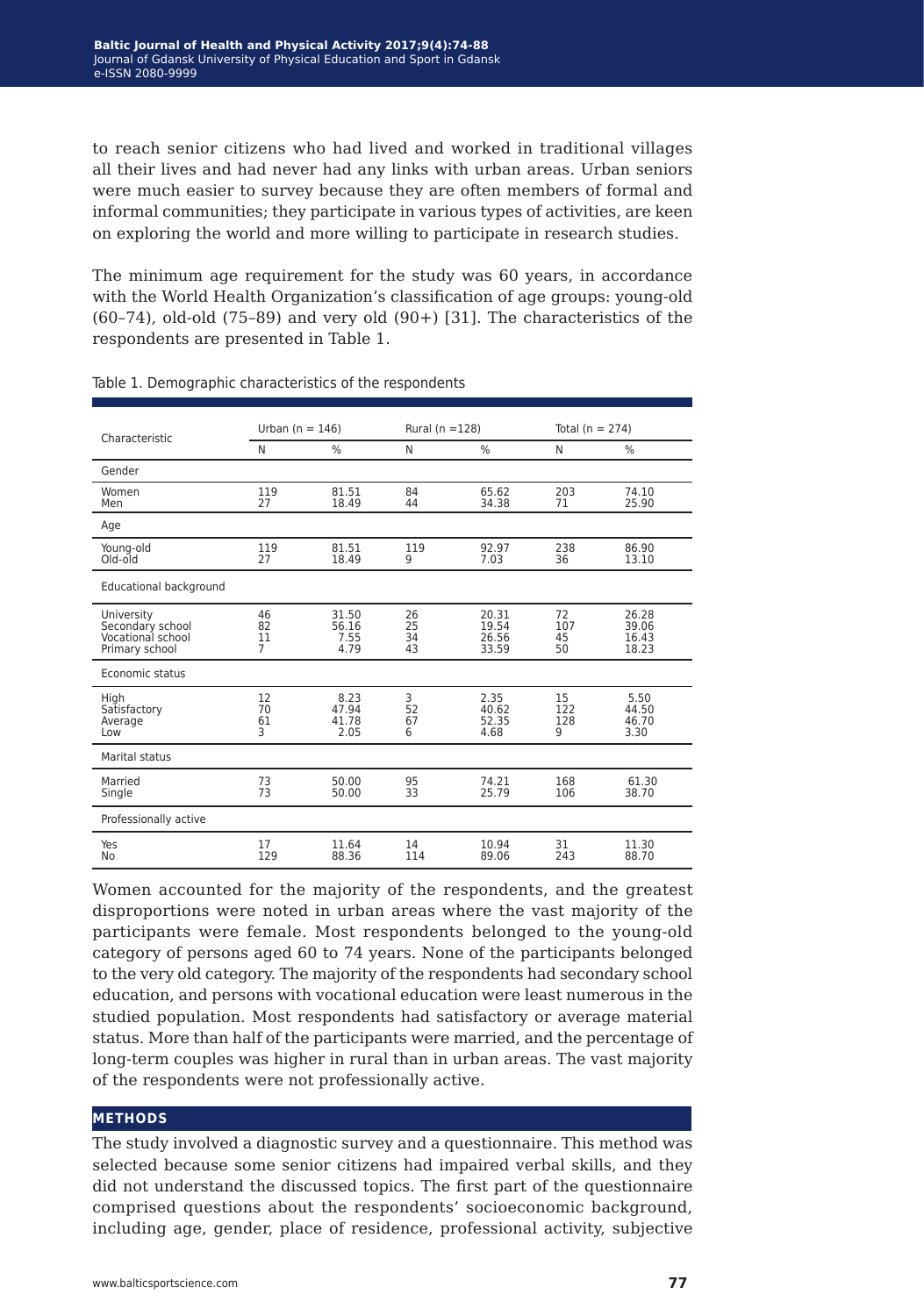to reach senior citizens who had lived and worked in traditional villages all their lives and had never had any links with urban areas. Urban seniors were much easier to survey because they are often members of formal and informal communities; they participate in various types of activities, are keen on exploring the world and more willing to participate in research studies.

The minimum age requirement for the study was 60 years, in accordance with the World Health Organization's classification of age groups: young-old (60–74), old-old (75–89) and very old (90+) [31]. The characteristics of the respondents are presented in Table 1.

Table 1. Demographic characteristics of the respondents

| Characteristic | Urban (n = 146) | | Rural (n =128) | | Total (n = 274) | |
|---|---|---|---|---|---|---|
| | N | % | N | % | N | % |
| **Gender** | | | | | | |
| Women | 119 | 81.51 | 84 | 65.62 | 203 | 74.10 |
| Men | 27 | 18.49 | 44 | 34.38 | 71 | 25.90 |
| **Age** | | | | | | |
| Young-old | 119 | 81.51 | 119 | 92.97 | 238 | 86.90 |
| Old-old | 27 | 18.49 | 9 | 7.03 | 36 | 13.10 |
| **Educational background** | | | | | | |
| University | 46 | 31.50 | 26 | 20.31 | 72 | 26.28 |
| Secondary school | 82 | 56.16 | 25 | 19.54 | 107 | 39.06 |
| Vocational school | 11 | 7.55 | 34 | 26.56 | 45 | 16.43 |
| Primary school | 7 | 4.79 | 43 | 33.59 | 50 | 18.23 |
| **Economic status** | | | | | | |
| High | 12 | 8.23 | 3 | 2.35 | 15 | 5.50 |
| Satisfactory | 70 | 47.94 | 52 | 40.62 | 122 | 44.50 |
| Average | 61 | 41.78 | 67 | 52.35 | 128 | 46.70 |
| Low | 3 | 2.05 | 6 | 4.68 | 9 | 3.30 |
| **Marital status** | | | | | | |
| Married | 73 | 50.00 | 95 | 74.21 | 168 | 61.30 |
| Single | 73 | 50.00 | 33 | 25.79 | 106 | 38.70 |
| **Professionally active** | | | | | | |
| Yes | 17 | 11.64 | 14 | 10.94 | 31 | 11.30 |
| No | 129 | 88.36 | 114 | 89.06 | 243 | 88.70 |

Women accounted for the majority of the respondents, and the greatest disproportions were noted in urban areas where the vast majority of the participants were female. Most respondents belonged to the young-old category of persons aged 60 to 74 years. None of the participants belonged to the very old category. The majority of the respondents had secondary school education, and persons with vocational education were least numerous in the studied population. Most respondents had satisfactory or average material status. More than half of the participants were married, and the percentage of long-term couples was higher in rural than in urban areas. The vast majority of the respondents were not professionally active.

## METHODS

The study involved a diagnostic survey and a questionnaire. This method was selected because some senior citizens had impaired verbal skills, and they did not understand the discussed topics. The first part of the questionnaire comprised questions about the respondents' socioeconomic background, including age, gender, place of residence, professional activity, subjective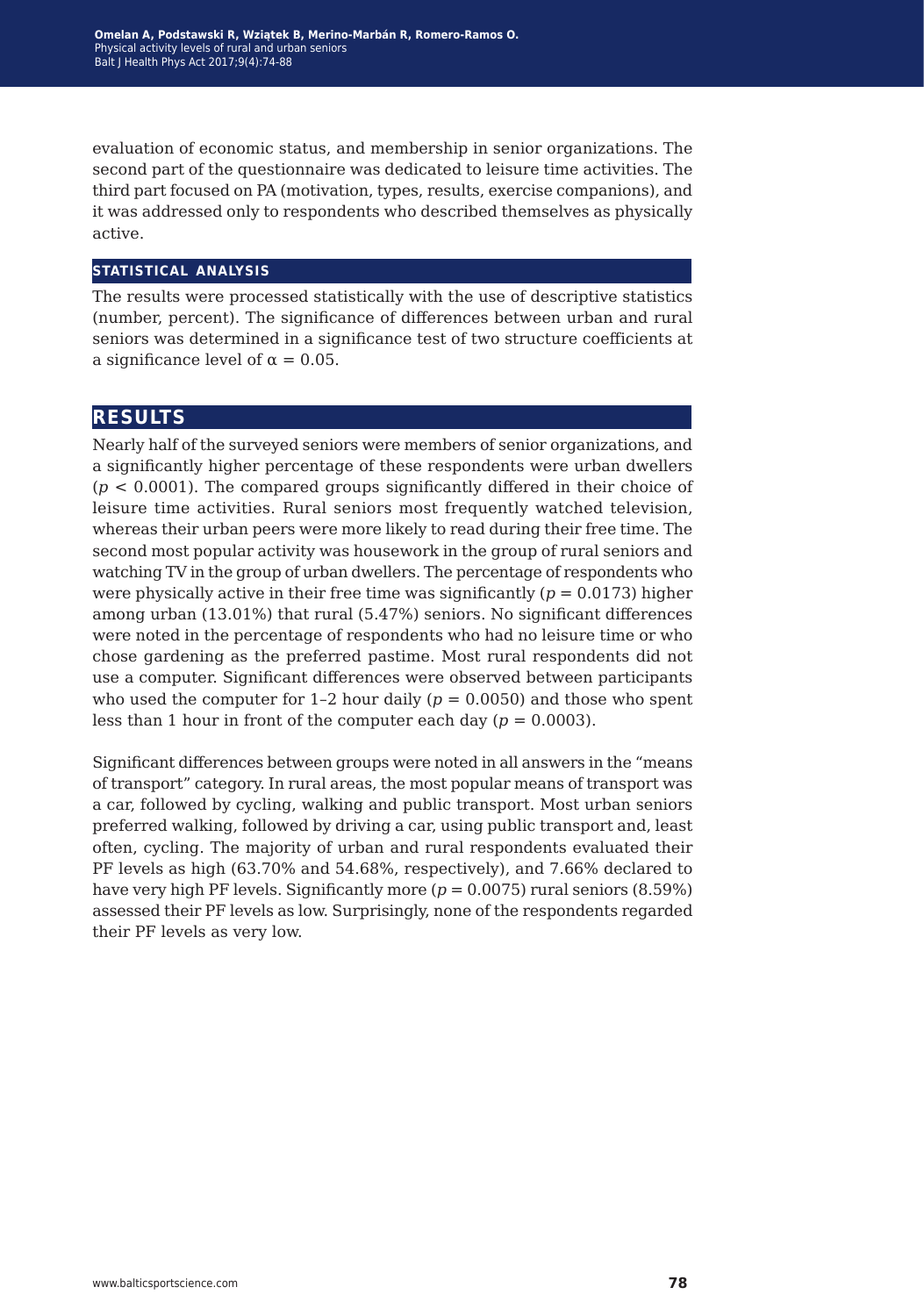evaluation of economic status, and membership in senior organizations. The second part of the questionnaire was dedicated to leisure time activities. The third part focused on PA (motivation, types, results, exercise companions), and it was addressed only to respondents who described themselves as physically active.

### STATISTICAL ANALYSIS

The results were processed statistically with the use of descriptive statistics (number, percent). The significance of differences between urban and rural seniors was determined in a significance test of two structure coefficients at a significance level of $\alpha = 0.05$.

## RESULTS

Nearly half of the surveyed seniors were members of senior organizations, and a significantly higher percentage of these respondents were urban dwellers ($p < 0.0001$). The compared groups significantly differed in their choice of leisure time activities. Rural seniors most frequently watched television, whereas their urban peers were more likely to read during their free time. The second most popular activity was housework in the group of rural seniors and watching TV in the group of urban dwellers. The percentage of respondents who were physically active in their free time was significantly ($p = 0.0173$) higher among urban (13.01%) that rural (5.47%) seniors. No significant differences were noted in the percentage of respondents who had no leisure time or who chose gardening as the preferred pastime. Most rural respondents did not use a computer. Significant differences were observed between participants who used the computer for 1–2 hour daily ($p = 0.0050$) and those who spent less than 1 hour in front of the computer each day ($p = 0.0003$).

Significant differences between groups were noted in all answers in the "means of transport" category. In rural areas, the most popular means of transport was a car, followed by cycling, walking and public transport. Most urban seniors preferred walking, followed by driving a car, using public transport and, least often, cycling. The majority of urban and rural respondents evaluated their PF levels as high (63.70% and 54.68%, respectively), and 7.66% declared to have very high PF levels. Significantly more ($p = 0.0075$) rural seniors (8.59%) assessed their PF levels as low. Surprisingly, none of the respondents regarded their PF levels as very low.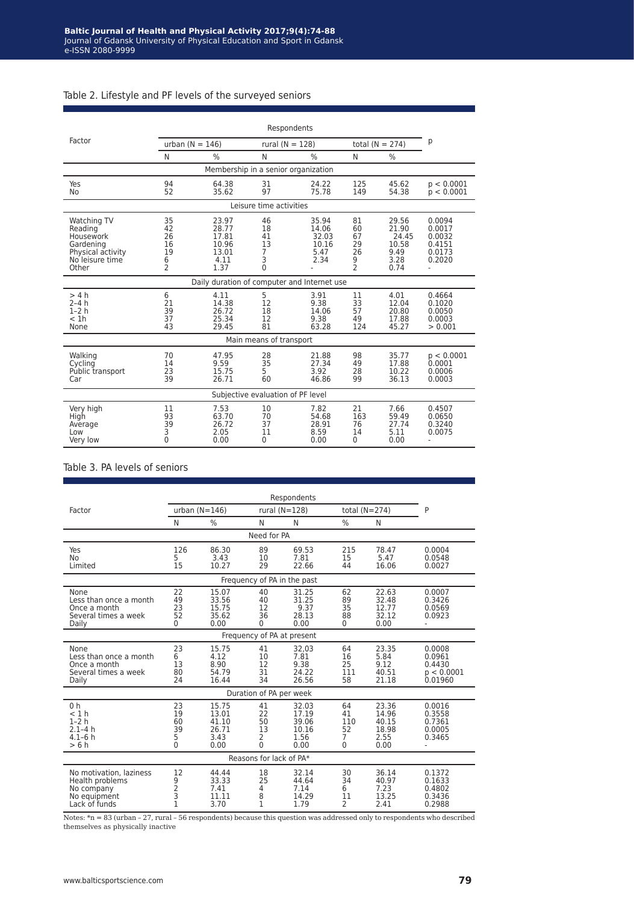Table 2. Lifestyle and PF levels of the surveyed seniors

| Factor | Respondents | | | | | | p |
|---|---|---|---|---|---|---|---|
| | urban (N = 146) | | rural (N = 128) | | total (N = 274) | | |
| | N | % | N | % | N | % | |
| **Membership in a senior organization** | | | | | | | |
| Yes | 94 | 64.38 | 31 | 24.22 | 125 | 45.62 | p < 0.0001 |
| No | 52 | 35.62 | 97 | 75.78 | 149 | 54.38 | p < 0.0001 |
| **Leisure time activities** | | | | | | | |
| Watching TV | 35 | 23.97 | 46 | 35.94 | 81 | 29.56 | 0.0094 |
| Reading | 42 | 28.77 | 18 | 14.06 | 60 | 21.90 | 0.0017 |
| Housework | 26 | 17.81 | 41 | 32.03 | 67 | 24.45 | 0.0032 |
| Gardening | 16 | 10.96 | 13 | 10.16 | 29 | 10.58 | 0.4151 |
| Physical activity | 19 | 13.01 | 7 | 5.47 | 26 | 9.49 | 0.0173 |
| No leisure time | 6 | 4.11 | 3 | 2.34 | 9 | 3.28 | 0.2020 |
| Other | 2 | 1.37 | 0 | - | 2 | 0.74 | - |
| **Daily duration of computer and Internet use** | | | | | | | |
| > 4 h | 6 | 4.11 | 5 | 3.91 | 11 | 4.01 | 0.4664 |
| 2–4 h | 21 | 14.38 | 12 | 9.38 | 33 | 12.04 | 0.1020 |
| 1–2 h | 39 | 26.72 | 18 | 14.06 | 57 | 20.80 | 0.0050 |
| < 1h | 37 | 25.34 | 12 | 9.38 | 49 | 17.88 | 0.0003 |
| None | 43 | 29.45 | 81 | 63.28 | 124 | 45.27 | > 0.001 |
| **Main means of transport** | | | | | | | |
| Walking | 70 | 47.95 | 28 | 21.88 | 98 | 35.77 | p < 0.0001 |
| Cycling | 14 | 9.59 | 35 | 27.34 | 49 | 17.88 | 0.0001 |
| Public transport | 23 | 15.75 | 5 | 3.92 | 28 | 10.22 | 0.0006 |
| Car | 39 | 26.71 | 60 | 46.86 | 99 | 36.13 | 0.0003 |
| **Subjective evaluation of PF level** | | | | | | | |
| Very high | 11 | 7.53 | 10 | 7.82 | 21 | 7.66 | 0.4507 |
| High | 93 | 63.70 | 70 | 54.68 | 163 | 59.49 | 0.0650 |
| Average | 39 | 26.72 | 37 | 28.91 | 76 | 27.74 | 0.3240 |
| Low | 3 | 2.05 | 11 | 8.59 | 14 | 5.11 | 0.0075 |
| Very low | 0 | 0.00 | 0 | 0.00 | 0 | 0.00 | - |

Table 3. PA levels of seniors

| Factor | Respondents | | | | | | P |
|---|---|---|---|---|---|---|---|
| | urban (N=146) | | rural (N=128) | | total (N=274) | | |
| | N | % | N | N | % | N | |
| **Need for PA** | | | | | | | |
| Yes | 126 | 86.30 | 89 | 69.53 | 215 | 78.47 | 0.0004 |
| No | 5 | 3.43 | 10 | 7.81 | 15 | 5.47 | 0.0548 |
| Limited | 15 | 10.27 | 29 | 22.66 | 44 | 16.06 | 0.0027 |
| **Frequency of PA in the past** | | | | | | | |
| None | 22 | 15.07 | 40 | 31.25 | 62 | 22.63 | 0.0007 |
| Less than once a month | 49 | 33.56 | 40 | 31.25 | 89 | 32.48 | 0.3426 |
| Once a month | 23 | 15.75 | 12 | 9.37 | 35 | 12.77 | 0.0569 |
| Several times a week | 52 | 35.62 | 36 | 28.13 | 88 | 32.12 | 0.0923 |
| Daily | 0 | 0.00 | 0 | 0.00 | 0 | 0.00 | - |
| **Frequency of PA at present** | | | | | | | |
| None | 23 | 15.75 | 41 | 32.03 | 64 | 23.35 | 0.0008 |
| Less than once a month | 6 | 4.12 | 10 | 7.81 | 16 | 5.84 | 0.0961 |
| Once a month | 13 | 8.90 | 12 | 9.38 | 25 | 9.12 | 0.4430 |
| Several times a week | 80 | 54.79 | 31 | 24.22 | 111 | 40.51 | p < 0.0001 |
| Daily | 24 | 16.44 | 34 | 26.56 | 58 | 21.18 | 0.01960 |
| **Duration of PA per week** | | | | | | | |
| 0 h | 23 | 15.75 | 41 | 32.03 | 64 | 23.36 | 0.0016 |
| < 1 h | 19 | 13.01 | 22 | 17.19 | 41 | 14.96 | 0.3558 |
| 1–2 h | 60 | 41.10 | 50 | 39.06 | 110 | 40.15 | 0.7361 |
| 2.1–4 h | 39 | 26.71 | 13 | 10.16 | 52 | 18.98 | 0.0005 |
| 4.1–6 h | 5 | 3.43 | 2 | 1.56 | 7 | 2.55 | 0.3465 |
| > 6 h | 0 | 0.00 | 0 | 0.00 | 0 | 0.00 | - |
| **Reasons for lack of PA*** | | | | | | | |
| No motivation, laziness | 12 | 44.44 | 18 | 32.14 | 30 | 36.14 | 0.1372 |
| Health problems | 9 | 33.33 | 25 | 44.64 | 34 | 40.97 | 0.1633 |
| No company | 2 | 7.41 | 4 | 7.14 | 6 | 7.23 | 0.4802 |
| No equipment | 3 | 11.11 | 8 | 14.29 | 11 | 13.25 | 0.3436 |
| Lack of funds | 1 | 3.70 | 1 | 1.79 | 2 | 2.41 | 0.2988 |

Notes: *n = 83 (urban – 27, rural – 56 respondents) because this question was addressed only to respondents who described themselves as physically inactive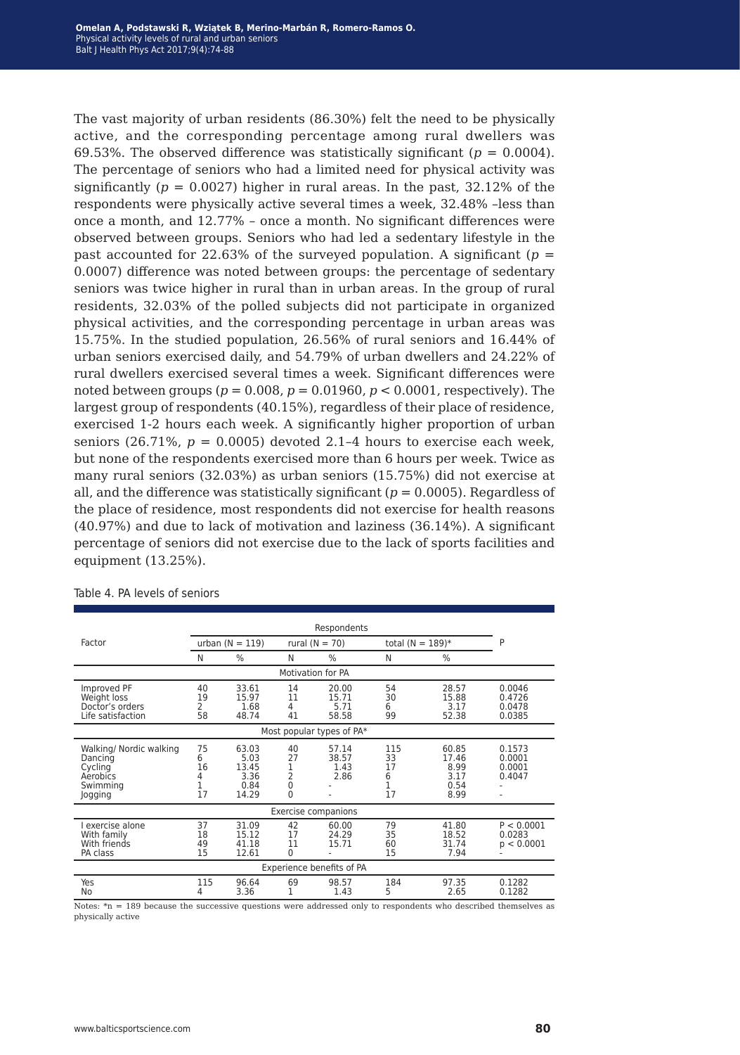The vast majority of urban residents (86.30%) felt the need to be physically active, and the corresponding percentage among rural dwellers was 69.53%. The observed difference was statistically significant ($p = 0.0004$). The percentage of seniors who had a limited need for physical activity was significantly ($p = 0.0027$) higher in rural areas. In the past, 32.12% of the respondents were physically active several times a week, 32.48% –less than once a month, and 12.77% – once a month. No significant differences were observed between groups. Seniors who had led a sedentary lifestyle in the past accounted for 22.63% of the surveyed population. A significant ($p = 0.0007$) difference was noted between groups: the percentage of sedentary seniors was twice higher in rural than in urban areas. In the group of rural residents, 32.03% of the polled subjects did not participate in organized physical activities, and the corresponding percentage in urban areas was 15.75%. In the studied population, 26.56% of rural seniors and 16.44% of urban seniors exercised daily, and 54.79% of urban dwellers and 24.22% of rural dwellers exercised several times a week. Significant differences were noted between groups ($p = 0.008$, $p = 0.01960$, $p < 0.0001$, respectively). The largest group of respondents (40.15%), regardless of their place of residence, exercised 1-2 hours each week. A significantly higher proportion of urban seniors (26.71%, $p = 0.0005$) devoted 2.1–4 hours to exercise each week, but none of the respondents exercised more than 6 hours per week. Twice as many rural seniors (32.03%) as urban seniors (15.75%) did not exercise at all, and the difference was statistically significant ($p = 0.0005$). Regardless of the place of residence, most respondents did not exercise for health reasons (40.97%) and due to lack of motivation and laziness (36.14%). A significant percentage of seniors did not exercise due to the lack of sports facilities and equipment (13.25%).

Table 4. PA levels of seniors

| Factor | Respondents | | | | | | P |
|---|---|---|---|---|---|---|---|
| | urban (N = 119) | | rural (N = 70) | | total (N = 189)* | | |
| | N | % | N | % | N | % | |
| **Motivation for PA** | | | | | | | |
| Improved PF | 40 | 33.61 | 14 | 20.00 | 54 | 28.57 | 0.0046 |
| Weight loss | 19 | 15.97 | 11 | 15.71 | 30 | 15.88 | 0.4726 |
| Doctor's orders | 2 | 1.68 | 4 | 5.71 | 6 | 3.17 | 0.0478 |
| Life satisfaction | 58 | 48.74 | 41 | 58.58 | 99 | 52.38 | 0.0385 |
| **Most popular types of PA*** | | | | | | | |
| Walking/ Nordic walking | 75 | 63.03 | 40 | 57.14 | 115 | 60.85 | 0.1573 |
| Dancing | 6 | 5.03 | 27 | 38.57 | 33 | 17.46 | 0.0001 |
| Cycling | 16 | 13.45 | 1 | 1.43 | 17 | 8.99 | 0.0001 |
| Aerobics | 4 | 3.36 | 2 | 2.86 | 6 | 3.17 | 0.4047 |
| Swimming | 1 | 0.84 | 0 | - | 1 | 0.54 | - |
| Jogging | 17 | 14.29 | 0 | - | 17 | 8.99 | - |
| **Exercise companions** | | | | | | | |
| I exercise alone | 37 | 31.09 | 42 | 60.00 | 79 | 41.80 | P < 0.0001 |
| With family | 18 | 15.12 | 17 | 24.29 | 35 | 18.52 | 0.0283 |
| With friends | 49 | 41.18 | 11 | 15.71 | 60 | 31.74 | p < 0.0001 |
| PA class | 15 | 12.61 | 0 | - | 15 | 7.94 | - |
| **Experience benefits of PA** | | | | | | | |
| Yes | 115 | 96.64 | 69 | 98.57 | 184 | 97.35 | 0.1282 |
| No | 4 | 3.36 | 1 | 1.43 | 5 | 2.65 | 0.1282 |

Notes: *n = 189 because the successive questions were addressed only to respondents who described themselves as physically active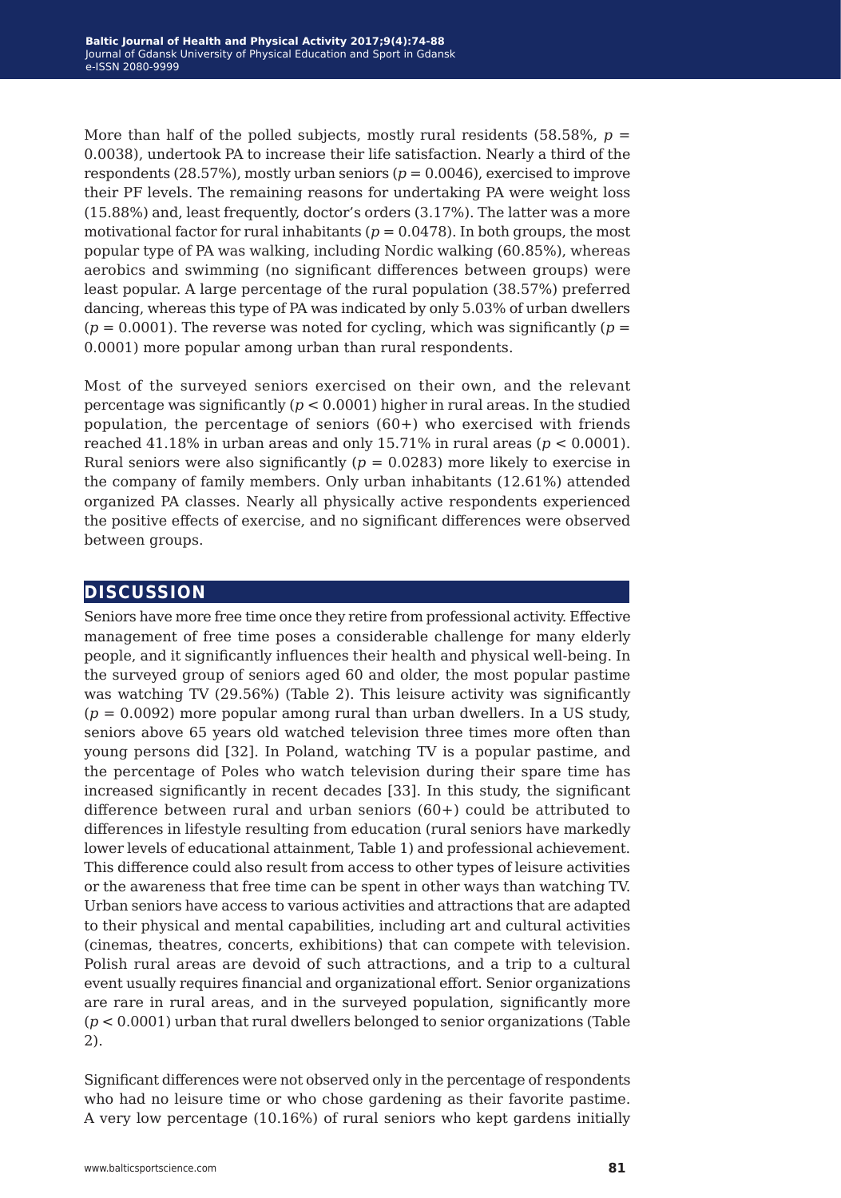More than half of the polled subjects, mostly rural residents (58.58%, $p = 0.0038$), undertook PA to increase their life satisfaction. Nearly a third of the respondents (28.57%), mostly urban seniors ($p = 0.0046$), exercised to improve their PF levels. The remaining reasons for undertaking PA were weight loss (15.88%) and, least frequently, doctor's orders (3.17%). The latter was a more motivational factor for rural inhabitants ($p = 0.0478$). In both groups, the most popular type of PA was walking, including Nordic walking (60.85%), whereas aerobics and swimming (no significant differences between groups) were least popular. A large percentage of the rural population (38.57%) preferred dancing, whereas this type of PA was indicated by only 5.03% of urban dwellers ($p = 0.0001$). The reverse was noted for cycling, which was significantly ($p = 0.0001$) more popular among urban than rural respondents.

Most of the surveyed seniors exercised on their own, and the relevant percentage was significantly ($p < 0.0001$) higher in rural areas. In the studied population, the percentage of seniors (60+) who exercised with friends reached 41.18% in urban areas and only 15.71% in rural areas ($p < 0.0001$). Rural seniors were also significantly ($p = 0.0283$) more likely to exercise in the company of family members. Only urban inhabitants (12.61%) attended organized PA classes. Nearly all physically active respondents experienced the positive effects of exercise, and no significant differences were observed between groups.

## DISCUSSION

Seniors have more free time once they retire from professional activity. Effective management of free time poses a considerable challenge for many elderly people, and it significantly influences their health and physical well-being. In the surveyed group of seniors aged 60 and older, the most popular pastime was watching TV (29.56%) (Table 2). This leisure activity was significantly ($p = 0.0092$) more popular among rural than urban dwellers. In a US study, seniors above 65 years old watched television three times more often than young persons did [32]. In Poland, watching TV is a popular pastime, and the percentage of Poles who watch television during their spare time has increased significantly in recent decades [33]. In this study, the significant difference between rural and urban seniors (60+) could be attributed to differences in lifestyle resulting from education (rural seniors have markedly lower levels of educational attainment, Table 1) and professional achievement. This difference could also result from access to other types of leisure activities or the awareness that free time can be spent in other ways than watching TV. Urban seniors have access to various activities and attractions that are adapted to their physical and mental capabilities, including art and cultural activities (cinemas, theatres, concerts, exhibitions) that can compete with television. Polish rural areas are devoid of such attractions, and a trip to a cultural event usually requires financial and organizational effort. Senior organizations are rare in rural areas, and in the surveyed population, significantly more ($p < 0.0001$) urban that rural dwellers belonged to senior organizations (Table 2).

Significant differences were not observed only in the percentage of respondents who had no leisure time or who chose gardening as their favorite pastime. A very low percentage (10.16%) of rural seniors who kept gardens initially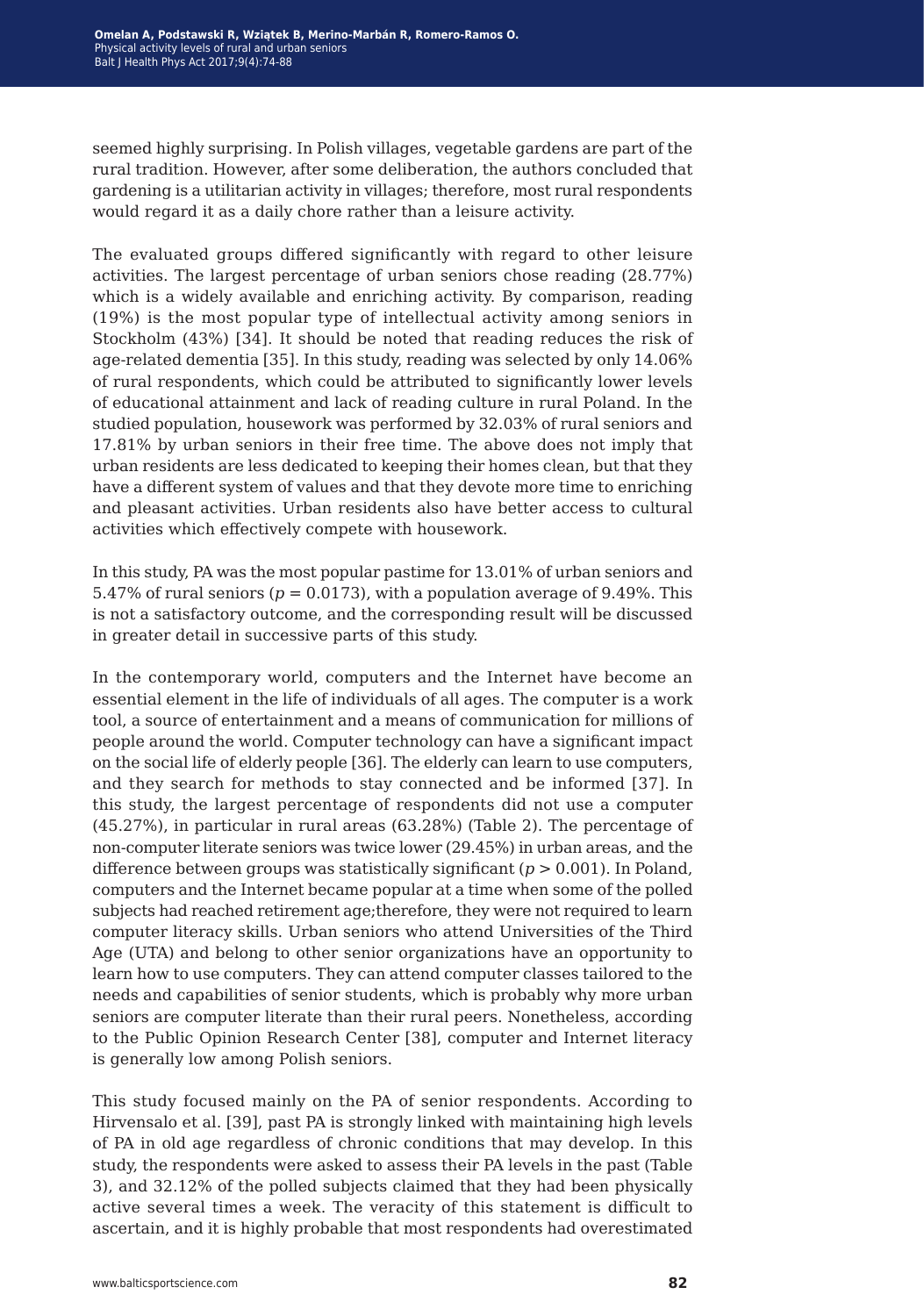seemed highly surprising. In Polish villages, vegetable gardens are part of the rural tradition. However, after some deliberation, the authors concluded that gardening is a utilitarian activity in villages; therefore, most rural respondents would regard it as a daily chore rather than a leisure activity.

The evaluated groups differed significantly with regard to other leisure activities. The largest percentage of urban seniors chose reading (28.77%) which is a widely available and enriching activity. By comparison, reading (19%) is the most popular type of intellectual activity among seniors in Stockholm (43%) [34]. It should be noted that reading reduces the risk of age-related dementia [35]. In this study, reading was selected by only 14.06% of rural respondents, which could be attributed to significantly lower levels of educational attainment and lack of reading culture in rural Poland. In the studied population, housework was performed by 32.03% of rural seniors and 17.81% by urban seniors in their free time. The above does not imply that urban residents are less dedicated to keeping their homes clean, but that they have a different system of values and that they devote more time to enriching and pleasant activities. Urban residents also have better access to cultural activities which effectively compete with housework.

In this study, PA was the most popular pastime for 13.01% of urban seniors and 5.47% of rural seniors ($p = 0.0173$), with a population average of 9.49%. This is not a satisfactory outcome, and the corresponding result will be discussed in greater detail in successive parts of this study.

In the contemporary world, computers and the Internet have become an essential element in the life of individuals of all ages. The computer is a work tool, a source of entertainment and a means of communication for millions of people around the world. Computer technology can have a significant impact on the social life of elderly people [36]. The elderly can learn to use computers, and they search for methods to stay connected and be informed [37]. In this study, the largest percentage of respondents did not use a computer (45.27%), in particular in rural areas (63.28%) (Table 2). The percentage of non-computer literate seniors was twice lower (29.45%) in urban areas, and the difference between groups was statistically significant ($p > 0.001$). In Poland, computers and the Internet became popular at a time when some of the polled subjects had reached retirement age;therefore, they were not required to learn computer literacy skills. Urban seniors who attend Universities of the Third Age (UTA) and belong to other senior organizations have an opportunity to learn how to use computers. They can attend computer classes tailored to the needs and capabilities of senior students, which is probably why more urban seniors are computer literate than their rural peers. Nonetheless, according to the Public Opinion Research Center [38], computer and Internet literacy is generally low among Polish seniors.

This study focused mainly on the PA of senior respondents. According to Hirvensalo et al. [39], past PA is strongly linked with maintaining high levels of PA in old age regardless of chronic conditions that may develop. In this study, the respondents were asked to assess their PA levels in the past (Table 3), and 32.12% of the polled subjects claimed that they had been physically active several times a week. The veracity of this statement is difficult to ascertain, and it is highly probable that most respondents had overestimated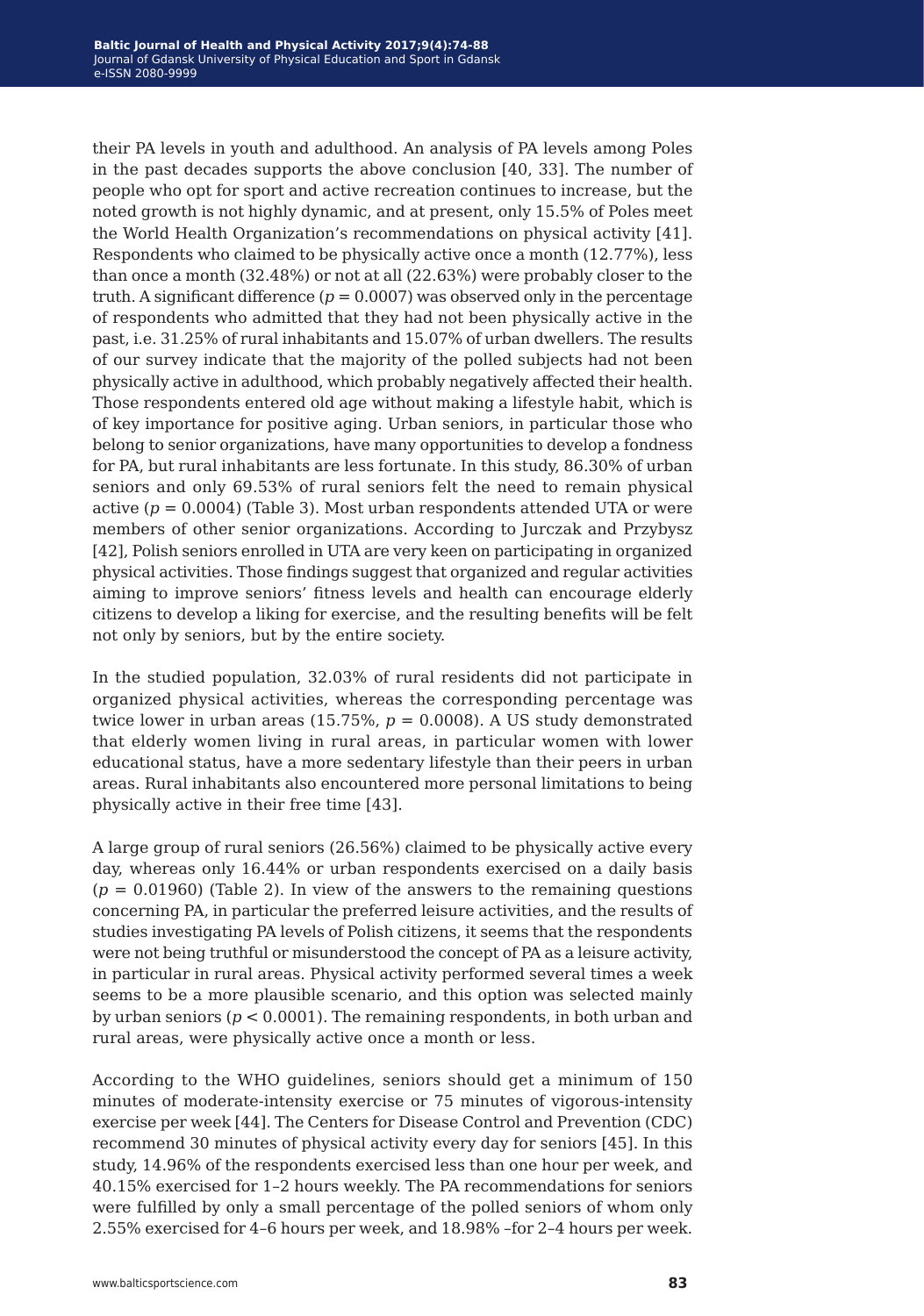their PA levels in youth and adulthood. An analysis of PA levels among Poles in the past decades supports the above conclusion [40, 33]. The number of people who opt for sport and active recreation continues to increase, but the noted growth is not highly dynamic, and at present, only 15.5% of Poles meet the World Health Organization's recommendations on physical activity [41]. Respondents who claimed to be physically active once a month (12.77%), less than once a month (32.48%) or not at all (22.63%) were probably closer to the truth. A significant difference ($p = 0.0007$) was observed only in the percentage of respondents who admitted that they had not been physically active in the past, i.e. 31.25% of rural inhabitants and 15.07% of urban dwellers. The results of our survey indicate that the majority of the polled subjects had not been physically active in adulthood, which probably negatively affected their health. Those respondents entered old age without making a lifestyle habit, which is of key importance for positive aging. Urban seniors, in particular those who belong to senior organizations, have many opportunities to develop a fondness for PA, but rural inhabitants are less fortunate. In this study, 86.30% of urban seniors and only 69.53% of rural seniors felt the need to remain physical active ($p = 0.0004$) (Table 3). Most urban respondents attended UTA or were members of other senior organizations. According to Jurczak and Przybysz [42], Polish seniors enrolled in UTA are very keen on participating in organized physical activities. Those findings suggest that organized and regular activities aiming to improve seniors' fitness levels and health can encourage elderly citizens to develop a liking for exercise, and the resulting benefits will be felt not only by seniors, but by the entire society.

In the studied population, 32.03% of rural residents did not participate in organized physical activities, whereas the corresponding percentage was twice lower in urban areas (15.75%, $p = 0.0008$). A US study demonstrated that elderly women living in rural areas, in particular women with lower educational status, have a more sedentary lifestyle than their peers in urban areas. Rural inhabitants also encountered more personal limitations to being physically active in their free time [43].

A large group of rural seniors (26.56%) claimed to be physically active every day, whereas only 16.44% or urban respondents exercised on a daily basis ($p = 0.01960$) (Table 2). In view of the answers to the remaining questions concerning PA, in particular the preferred leisure activities, and the results of studies investigating PA levels of Polish citizens, it seems that the respondents were not being truthful or misunderstood the concept of PA as a leisure activity, in particular in rural areas. Physical activity performed several times a week seems to be a more plausible scenario, and this option was selected mainly by urban seniors ($p < 0.0001$). The remaining respondents, in both urban and rural areas, were physically active once a month or less.

According to the WHO guidelines, seniors should get a minimum of 150 minutes of moderate-intensity exercise or 75 minutes of vigorous-intensity exercise per week [44]. The Centers for Disease Control and Prevention (CDC) recommend 30 minutes of physical activity every day for seniors [45]. In this study, 14.96% of the respondents exercised less than one hour per week, and 40.15% exercised for 1–2 hours weekly. The PA recommendations for seniors were fulfilled by only a small percentage of the polled seniors of whom only 2.55% exercised for 4–6 hours per week, and 18.98% –for 2–4 hours per week.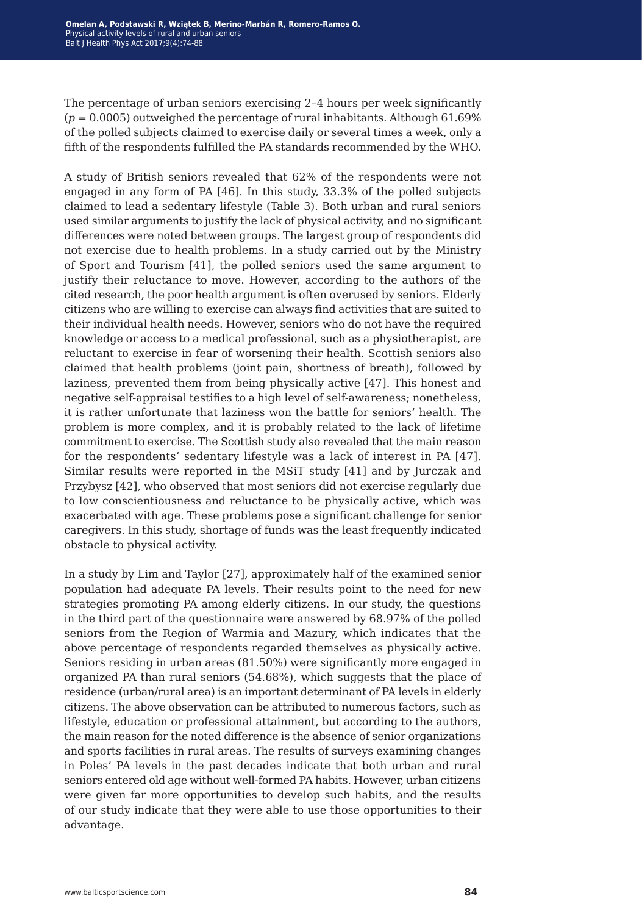The percentage of urban seniors exercising 2–4 hours per week significantly ($p = 0.0005$) outweighed the percentage of rural inhabitants. Although 61.69% of the polled subjects claimed to exercise daily or several times a week, only a fifth of the respondents fulfilled the PA standards recommended by the WHO.

A study of British seniors revealed that 62% of the respondents were not engaged in any form of PA [46]. In this study, 33.3% of the polled subjects claimed to lead a sedentary lifestyle (Table 3). Both urban and rural seniors used similar arguments to justify the lack of physical activity, and no significant differences were noted between groups. The largest group of respondents did not exercise due to health problems. In a study carried out by the Ministry of Sport and Tourism [41], the polled seniors used the same argument to justify their reluctance to move. However, according to the authors of the cited research, the poor health argument is often overused by seniors. Elderly citizens who are willing to exercise can always find activities that are suited to their individual health needs. However, seniors who do not have the required knowledge or access to a medical professional, such as a physiotherapist, are reluctant to exercise in fear of worsening their health. Scottish seniors also claimed that health problems (joint pain, shortness of breath), followed by laziness, prevented them from being physically active [47]. This honest and negative self-appraisal testifies to a high level of self-awareness; nonetheless, it is rather unfortunate that laziness won the battle for seniors' health. The problem is more complex, and it is probably related to the lack of lifetime commitment to exercise. The Scottish study also revealed that the main reason for the respondents' sedentary lifestyle was a lack of interest in PA [47]. Similar results were reported in the MSiT study [41] and by Jurczak and Przybysz [42], who observed that most seniors did not exercise regularly due to low conscientiousness and reluctance to be physically active, which was exacerbated with age. These problems pose a significant challenge for senior caregivers. In this study, shortage of funds was the least frequently indicated obstacle to physical activity.

In a study by Lim and Taylor [27], approximately half of the examined senior population had adequate PA levels. Their results point to the need for new strategies promoting PA among elderly citizens. In our study, the questions in the third part of the questionnaire were answered by 68.97% of the polled seniors from the Region of Warmia and Mazury, which indicates that the above percentage of respondents regarded themselves as physically active. Seniors residing in urban areas (81.50%) were significantly more engaged in organized PA than rural seniors (54.68%), which suggests that the place of residence (urban/rural area) is an important determinant of PA levels in elderly citizens. The above observation can be attributed to numerous factors, such as lifestyle, education or professional attainment, but according to the authors, the main reason for the noted difference is the absence of senior organizations and sports facilities in rural areas. The results of surveys examining changes in Poles' PA levels in the past decades indicate that both urban and rural seniors entered old age without well-formed PA habits. However, urban citizens were given far more opportunities to develop such habits, and the results of our study indicate that they were able to use those opportunities to their advantage.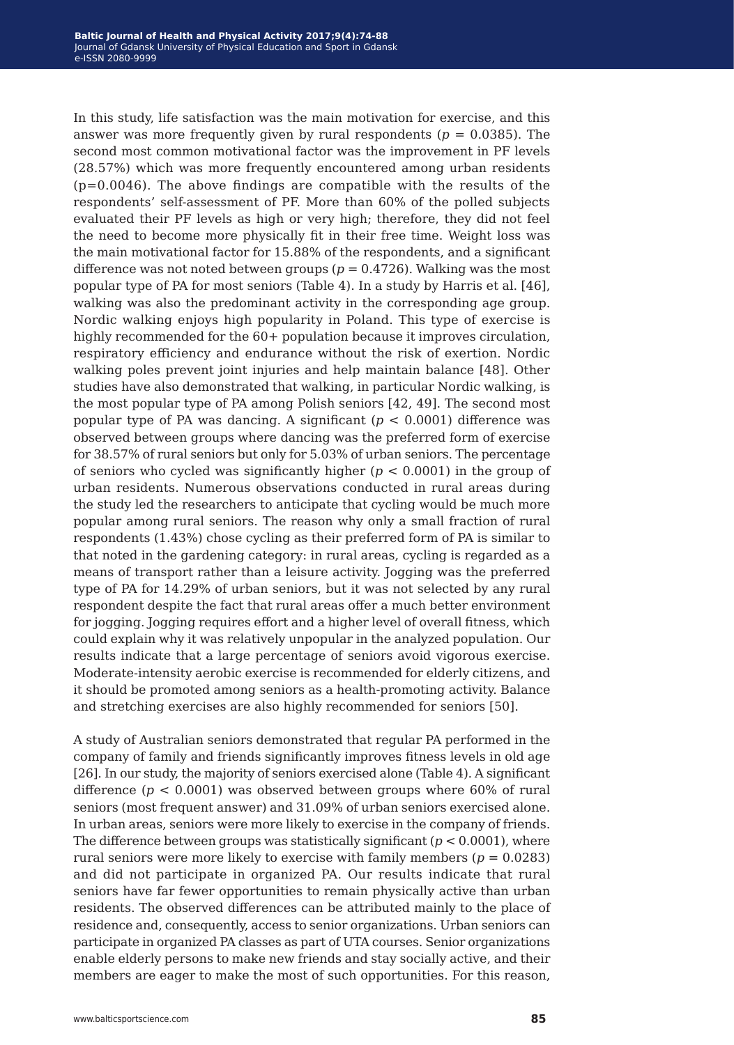In this study, life satisfaction was the main motivation for exercise, and this answer was more frequently given by rural respondents ($p = 0.0385$). The second most common motivational factor was the improvement in PF levels (28.57%) which was more frequently encountered among urban residents ($p=0.0046$). The above findings are compatible with the results of the respondents' self-assessment of PF. More than 60% of the polled subjects evaluated their PF levels as high or very high; therefore, they did not feel the need to become more physically fit in their free time. Weight loss was the main motivational factor for 15.88% of the respondents, and a significant difference was not noted between groups ($p = 0.4726$). Walking was the most popular type of PA for most seniors (Table 4). In a study by Harris et al. [46], walking was also the predominant activity in the corresponding age group. Nordic walking enjoys high popularity in Poland. This type of exercise is highly recommended for the 60+ population because it improves circulation, respiratory efficiency and endurance without the risk of exertion. Nordic walking poles prevent joint injuries and help maintain balance [48]. Other studies have also demonstrated that walking, in particular Nordic walking, is the most popular type of PA among Polish seniors [42, 49]. The second most popular type of PA was dancing. A significant ($p < 0.0001$) difference was observed between groups where dancing was the preferred form of exercise for 38.57% of rural seniors but only for 5.03% of urban seniors. The percentage of seniors who cycled was significantly higher ($p < 0.0001$) in the group of urban residents. Numerous observations conducted in rural areas during the study led the researchers to anticipate that cycling would be much more popular among rural seniors. The reason why only a small fraction of rural respondents (1.43%) chose cycling as their preferred form of PA is similar to that noted in the gardening category: in rural areas, cycling is regarded as a means of transport rather than a leisure activity. Jogging was the preferred type of PA for 14.29% of urban seniors, but it was not selected by any rural respondent despite the fact that rural areas offer a much better environment for jogging. Jogging requires effort and a higher level of overall fitness, which could explain why it was relatively unpopular in the analyzed population. Our results indicate that a large percentage of seniors avoid vigorous exercise. Moderate-intensity aerobic exercise is recommended for elderly citizens, and it should be promoted among seniors as a health-promoting activity. Balance and stretching exercises are also highly recommended for seniors [50].

A study of Australian seniors demonstrated that regular PA performed in the company of family and friends significantly improves fitness levels in old age [26]. In our study, the majority of seniors exercised alone (Table 4). A significant difference ($p < 0.0001$) was observed between groups where 60% of rural seniors (most frequent answer) and 31.09% of urban seniors exercised alone. In urban areas, seniors were more likely to exercise in the company of friends. The difference between groups was statistically significant ($p < 0.0001$), where rural seniors were more likely to exercise with family members ($p = 0.0283$) and did not participate in organized PA. Our results indicate that rural seniors have far fewer opportunities to remain physically active than urban residents. The observed differences can be attributed mainly to the place of residence and, consequently, access to senior organizations. Urban seniors can participate in organized PA classes as part of UTA courses. Senior organizations enable elderly persons to make new friends and stay socially active, and their members are eager to make the most of such opportunities. For this reason,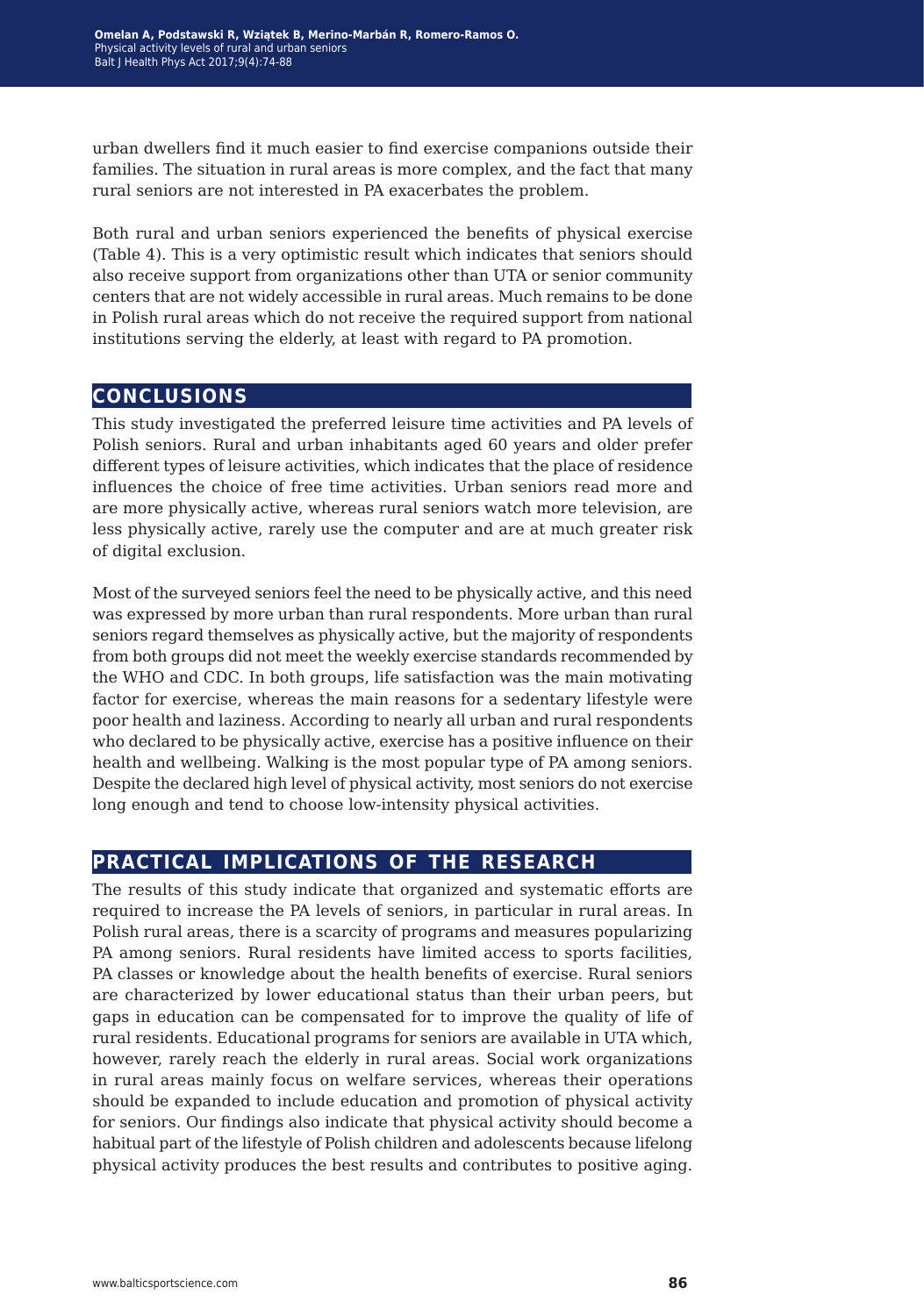urban dwellers find it much easier to find exercise companions outside their families. The situation in rural areas is more complex, and the fact that many rural seniors are not interested in PA exacerbates the problem.

Both rural and urban seniors experienced the benefits of physical exercise (Table 4). This is a very optimistic result which indicates that seniors should also receive support from organizations other than UTA or senior community centers that are not widely accessible in rural areas. Much remains to be done in Polish rural areas which do not receive the required support from national institutions serving the elderly, at least with regard to PA promotion.

## CONCLUSIONS

This study investigated the preferred leisure time activities and PA levels of Polish seniors. Rural and urban inhabitants aged 60 years and older prefer different types of leisure activities, which indicates that the place of residence influences the choice of free time activities. Urban seniors read more and are more physically active, whereas rural seniors watch more television, are less physically active, rarely use the computer and are at much greater risk of digital exclusion.

Most of the surveyed seniors feel the need to be physically active, and this need was expressed by more urban than rural respondents. More urban than rural seniors regard themselves as physically active, but the majority of respondents from both groups did not meet the weekly exercise standards recommended by the WHO and CDC. In both groups, life satisfaction was the main motivating factor for exercise, whereas the main reasons for a sedentary lifestyle were poor health and laziness. According to nearly all urban and rural respondents who declared to be physically active, exercise has a positive influence on their health and wellbeing. Walking is the most popular type of PA among seniors. Despite the declared high level of physical activity, most seniors do not exercise long enough and tend to choose low-intensity physical activities.

## PRACTICAL IMPLICATIONS OF THE RESEARCH

The results of this study indicate that organized and systematic efforts are required to increase the PA levels of seniors, in particular in rural areas. In Polish rural areas, there is a scarcity of programs and measures popularizing PA among seniors. Rural residents have limited access to sports facilities, PA classes or knowledge about the health benefits of exercise. Rural seniors are characterized by lower educational status than their urban peers, but gaps in education can be compensated for to improve the quality of life of rural residents. Educational programs for seniors are available in UTA which, however, rarely reach the elderly in rural areas. Social work organizations in rural areas mainly focus on welfare services, whereas their operations should be expanded to include education and promotion of physical activity for seniors. Our findings also indicate that physical activity should become a habitual part of the lifestyle of Polish children and adolescents because lifelong physical activity produces the best results and contributes to positive aging.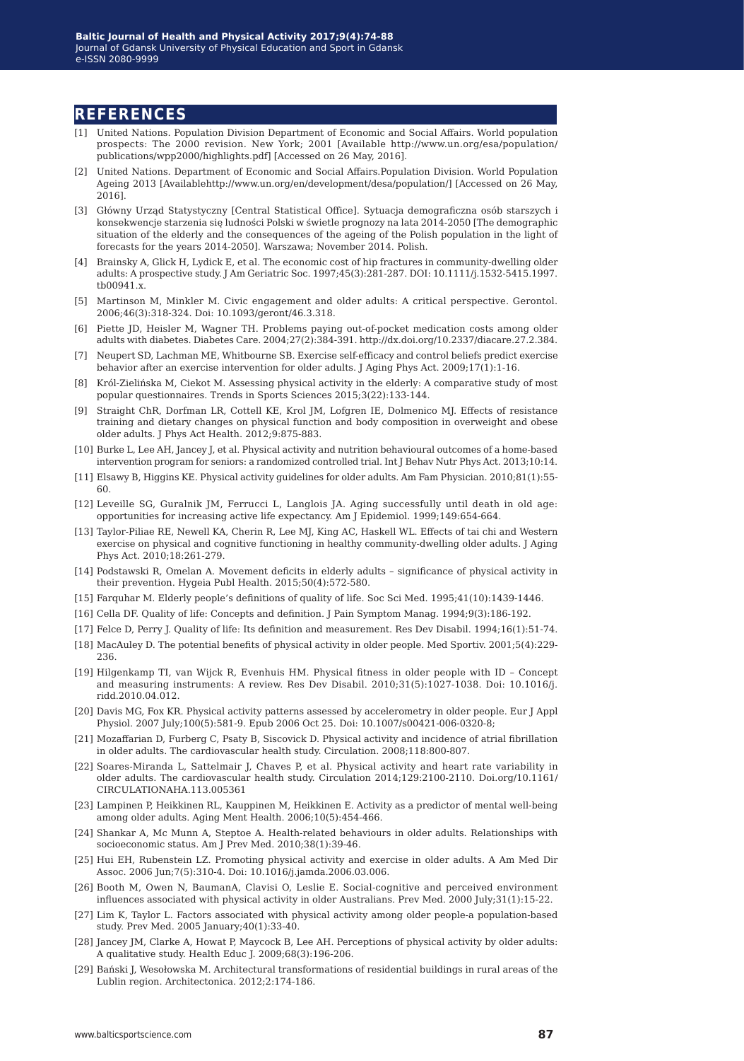## REFERENCES

[1] United Nations. Population Division Department of Economic and Social Affairs. World population prospects: The 2000 revision. New York; 2001 [Available http://www.un.org/esa/population/publications/wpp2000/highlights.pdf] [Accessed on 26 May, 2016].

[2] United Nations. Department of Economic and Social Affairs.Population Division. World Population Ageing 2013 [Availablehttp://www.un.org/en/development/desa/population/] [Accessed on 26 May, 2016].

[3] Główny Urząd Statystyczny [Central Statistical Office]. Sytuacja demograficzna osób starszych i konsekwencje starzenia się ludności Polski w świetle prognozy na lata 2014-2050 [The demographic situation of the elderly and the consequences of the ageing of the Polish population in the light of forecasts for the years 2014-2050]. Warszawa; November 2014. Polish.

[4] Brainsky A, Glick H, Lydick E, et al. The economic cost of hip fractures in community-dwelling older adults: A prospective study. J Am Geriatric Soc. 1997;45(3):281-287. DOI: 10.1111/j.1532-5415.1997.tb00941.x.

[5] Martinson M, Minkler M. Civic engagement and older adults: A critical perspective. Gerontol. 2006;46(3):318-324. Doi: 10.1093/geront/46.3.318.

[6] Piette JD, Heisler M, Wagner TH. Problems paying out-of-pocket medication costs among older adults with diabetes. Diabetes Care. 2004;27(2):384-391. http://dx.doi.org/10.2337/diacare.27.2.384.

[7] Neupert SD, Lachman ME, Whitbourne SB. Exercise self-efficacy and control beliefs predict exercise behavior after an exercise intervention for older adults. J Aging Phys Act. 2009;17(1):1-16.

[8] Król-Zielińska M, Ciekot M. Assessing physical activity in the elderly: A comparative study of most popular questionnaires. Trends in Sports Sciences 2015;3(22):133-144.

[9] Straight ChR, Dorfman LR, Cottell KE, Krol JM, Lofgren IE, Dolmenico MJ. Effects of resistance training and dietary changes on physical function and body composition in overweight and obese older adults. J Phys Act Health. 2012;9:875-883.

[10] Burke L, Lee AH, Jancey J, et al. Physical activity and nutrition behavioural outcomes of a home-based intervention program for seniors: a randomized controlled trial. Int J Behav Nutr Phys Act. 2013;10:14.

[11] Elsawy B, Higgins KE. Physical activity guidelines for older adults. Am Fam Physician. 2010;81(1):55-60.

[12] Leveille SG, Guralnik JM, Ferrucci L, Langlois JA. Aging successfully until death in old age: opportunities for increasing active life expectancy. Am J Epidemiol. 1999;149:654-664.

[13] Taylor-Piliae RE, Newell KA, Cherin R, Lee MJ, King AC, Haskell WL. Effects of tai chi and Western exercise on physical and cognitive functioning in healthy community-dwelling older adults. J Aging Phys Act. 2010;18:261-279.

[14] Podstawski R, Omelan A. Movement deficits in elderly adults – significance of physical activity in their prevention. Hygeia Publ Health. 2015;50(4):572-580.

[15] Farquhar M. Elderly people's definitions of quality of life. Soc Sci Med. 1995;41(10):1439-1446.

[16] Cella DF. Quality of life: Concepts and definition. J Pain Symptom Manag. 1994;9(3):186-192.

[17] Felce D, Perry J. Quality of life: Its definition and measurement. Res Dev Disabil. 1994;16(1):51-74.

[18] MacAuley D. The potential benefits of physical activity in older people. Med Sportiv. 2001;5(4):229-236.

[19] Hilgenkamp TI, van Wijck R, Evenhuis HM. Physical fitness in older people with ID – Concept and measuring instruments: A review. Res Dev Disabil. 2010;31(5):1027-1038. Doi: 10.1016/j.ridd.2010.04.012.

[20] Davis MG, Fox KR. Physical activity patterns assessed by accelerometry in older people. Eur J Appl Physiol. 2007 July;100(5):581-9. Epub 2006 Oct 25. Doi: 10.1007/s00421-006-0320-8;

[21] Mozaffarian D, Furberg C, Psaty B, Siscovick D. Physical activity and incidence of atrial fibrillation in older adults. The cardiovascular health study. Circulation. 2008;118:800-807.

[22] Soares-Miranda L, Sattelmair J, Chaves P, et al. Physical activity and heart rate variability in older adults. The cardiovascular health study. Circulation 2014;129:2100-2110. Doi.org/10.1161/CIRCULATIONAHA.113.005361

[23] Lampinen P, Heikkinen RL, Kauppinen M, Heikkinen E. Activity as a predictor of mental well-being among older adults. Aging Ment Health. 2006;10(5):454-466.

[24] Shankar A, Mc Munn A, Steptoe A. Health-related behaviours in older adults. Relationships with socioeconomic status. Am J Prev Med. 2010;38(1):39-46.

[25] Hui EH, Rubenstein LZ. Promoting physical activity and exercise in older adults. A Am Med Dir Assoc. 2006 Jun;7(5):310-4. Doi: 10.1016/j.jamda.2006.03.006.

[26] Booth M, Owen N, BaumanA, Clavisi O, Leslie E. Social-cognitive and perceived environment influences associated with physical activity in older Australians. Prev Med. 2000 July;31(1):15-22.

[27] Lim K, Taylor L. Factors associated with physical activity among older people-a population-based study. Prev Med. 2005 January;40(1):33-40.

[28] Jancey JM, Clarke A, Howat P, Maycock B, Lee AH. Perceptions of physical activity by older adults: A qualitative study. Health Educ J. 2009;68(3):196-206.

[29] Bański J, Wesołowska M. Architectural transformations of residential buildings in rural areas of the Lublin region. Architectonica. 2012;2:174-186.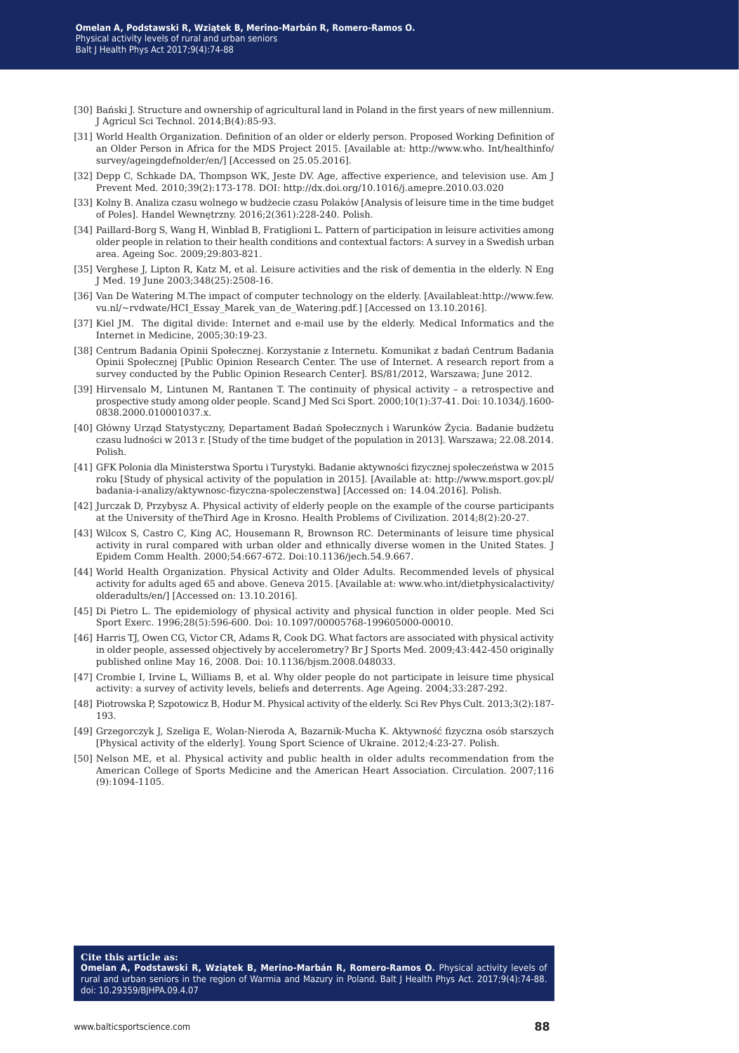[30] Bański J. Structure and ownership of agricultural land in Poland in the first years of new millennium. J Agricul Sci Technol. 2014;B(4):85-93.

[31] World Health Organization. Definition of an older or elderly person. Proposed Working Definition of an Older Person in Africa for the MDS Project 2015. [Available at: http://www.who. Int/healthinfo/survey/ageingdefnolder/en/] [Accessed on 25.05.2016].

[32] Depp C, Schkade DA, Thompson WK, Jeste DV. Age, affective experience, and television use. Am J Prevent Med. 2010;39(2):173-178. DOI: http://dx.doi.org/10.1016/j.amepre.2010.03.020

[33] Kolny B. Analiza czasu wolnego w budżecie czasu Polaków [Analysis of leisure time in the time budget of Poles]. Handel Wewnętrzny. 2016;2(361):228-240. Polish.

[34] Paillard-Borg S, Wang H, Winblad B, Fratiglioni L. Pattern of participation in leisure activities among older people in relation to their health conditions and contextual factors: A survey in a Swedish urban area. Ageing Soc. 2009;29:803-821.

[35] Verghese J, Lipton R, Katz M, et al. Leisure activities and the risk of dementia in the elderly. N Eng J Med. 19 June 2003;348(25):2508-16.

[36] Van De Watering M.The impact of computer technology on the elderly. [Availableat:http://www.few.vu.nl/~rvdwate/HCI_Essay_Marek_van_de_Watering.pdf.] [Accessed on 13.10.2016].

[37] Kiel JM. The digital divide: Internet and e-mail use by the elderly. Medical Informatics and the Internet in Medicine, 2005;30:19-23.

[38] Centrum Badania Opinii Społecznej. Korzystanie z Internetu. Komunikat z badań Centrum Badania Opinii Społecznej [Public Opinion Research Center. The use of Internet. A research report from a survey conducted by the Public Opinion Research Center]. BS/81/2012, Warszawa; June 2012.

[39] Hirvensalo M, Lintunen M, Rantanen T. The continuity of physical activity – a retrospective and prospective study among older people. Scand J Med Sci Sport. 2000;10(1):37-41. Doi: 10.1034/j.1600-0838.2000.010001037.x.

[40] Główny Urząd Statystyczny, Departament Badań Społecznych i Warunków Życia. Badanie budżetu czasu ludności w 2013 r. [Study of the time budget of the population in 2013]. Warszawa; 22.08.2014. Polish.

[41] GFK Polonia dla Ministerstwa Sportu i Turystyki. Badanie aktywności fizycznej społeczeństwa w 2015 roku [Study of physical activity of the population in 2015]. [Available at: http://www.msport.gov.pl/badania-i-analizy/aktywnosc-fizyczna-spoleczenstwa] [Accessed on: 14.04.2016]. Polish.

[42] Jurczak D, Przybysz A. Physical activity of elderly people on the example of the course participants at the University of theThird Age in Krosno. Health Problems of Civilization. 2014;8(2):20-27.

[43] Wilcox S, Castro C, King AC, Housemann R, Brownson RC. Determinants of leisure time physical activity in rural compared with urban older and ethnically diverse women in the United States. J Epidem Comm Health. 2000;54:667-672. Doi:10.1136/jech.54.9.667.

[44] World Health Organization. Physical Activity and Older Adults. Recommended levels of physical activity for adults aged 65 and above. Geneva 2015. [Available at: www.who.int/dietphysicalactivity/olderadults/en/] [Accessed on: 13.10.2016].

[45] Di Pietro L. The epidemiology of physical activity and physical function in older people. Med Sci Sport Exerc. 1996;28(5):596-600. Doi: 10.1097/00005768-199605000-00010.

[46] Harris TJ, Owen CG, Victor CR, Adams R, Cook DG. What factors are associated with physical activity in older people, assessed objectively by accelerometry? Br J Sports Med. 2009;43:442-450 originally published online May 16, 2008. Doi: 10.1136/bjsm.2008.048033.

[47] Crombie I, Irvine L, Williams B, et al. Why older people do not participate in leisure time physical activity: a survey of activity levels, beliefs and deterrents. Age Ageing. 2004;33:287-292.

[48] Piotrowska P, Szpotowicz B, Hodur M. Physical activity of the elderly. Sci Rev Phys Cult. 2013;3(2):187-193.

[49] Grzegorczyk J, Szeliga E, Wolan-Nieroda A, Bazarnik-Mucha K. Aktywność fizyczna osób starszych [Physical activity of the elderly]. Young Sport Science of Ukraine. 2012;4:23-27. Polish.

[50] Nelson ME, et al. Physical activity and public health in older adults recommendation from the American College of Sports Medicine and the American Heart Association. Circulation. 2007;116 (9):1094-1105.

**Cite this article as:**
**Omelan A, Podstawski R, Wziątek B, Merino-Marbán R, Romero-Ramos O.** Physical activity levels of rural and urban seniors in the region of Warmia and Mazury in Poland. Balt J Health Phys Act. 2017;9(4):74-88. doi: 10.29359/BJHPA.09.4.07